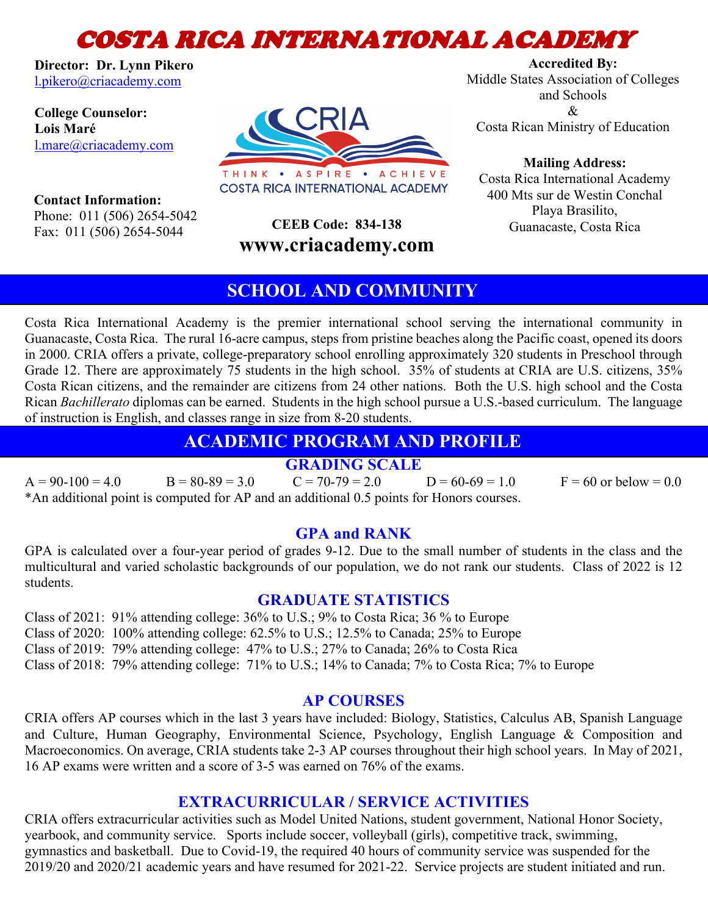# COSTA RICA INTERNATIONAL ACADEMY

**Director: Dr. Lynn Pikero**
l.pikero@criacademy.com

**College Counselor:**
**Lois Maré**
l.mare@criacademy.com

**Contact Information:**
Phone: 011 (506) 2654-5042
Fax: 011 (506) 2654-5044

CRIA
THINK • ASPIRE • ACHIEVE
COSTA RICA INTERNATIONAL ACADEMY

**CEEB Code: 834-138**
**www.criacademy.com**

**Accredited By:**
Middle States Association of Colleges and Schools
&
Costa Rican Ministry of Education

**Mailing Address:**
Costa Rica International Academy
400 Mts sur de Westin Conchal
Playa Brasilito,
Guanacaste, Costa Rica

## SCHOOL AND COMMUNITY

Costa Rica International Academy is the premier international school serving the international community in Guanacaste, Costa Rica. The rural 16-acre campus, steps from pristine beaches along the Pacific coast, opened its doors in 2000. CRIA offers a private, college-preparatory school enrolling approximately 320 students in Preschool through Grade 12. There are approximately 75 students in the high school. 35% of students at CRIA are U.S. citizens, 35% Costa Rican citizens, and the remainder are citizens from 24 other nations. Both the U.S. high school and the Costa Rican *Bachillerato* diplomas can be earned. Students in the high school pursue a U.S.-based curriculum. The language of instruction is English, and classes range in size from 8-20 students.

## ACADEMIC PROGRAM AND PROFILE

### GRADING SCALE

A = 90-100 = 4.0 B = 80-89 = 3.0 C = 70-79 = 2.0 D = 60-69 = 1.0 F = 60 or below = 0.0

*An additional point is computed for AP and an additional 0.5 points for Honors courses.

### GPA and RANK

GPA is calculated over a four-year period of grades 9-12. Due to the small number of students in the class and the multicultural and varied scholastic backgrounds of our population, we do not rank our students. Class of 2022 is 12 students.

### GRADUATE STATISTICS

Class of 2021: 91% attending college: 36% to U.S.; 9% to Costa Rica; 36 % to Europe
Class of 2020: 100% attending college: 62.5% to U.S.; 12.5% to Canada; 25% to Europe
Class of 2019: 79% attending college: 47% to U.S.; 27% to Canada; 26% to Costa Rica
Class of 2018: 79% attending college: 71% to U.S.; 14% to Canada; 7% to Costa Rica; 7% to Europe

### AP COURSES

CRIA offers AP courses which in the last 3 years have included: Biology, Statistics, Calculus AB, Spanish Language and Culture, Human Geography, Environmental Science, Psychology, English Language & Composition and Macroeconomics. On average, CRIA students take 2-3 AP courses throughout their high school years. In May of 2021, 16 AP exams were written and a score of 3-5 was earned on 76% of the exams.

### EXTRACURRICULAR / SERVICE ACTIVITIES

CRIA offers extracurricular activities such as Model United Nations, student government, National Honor Society, yearbook, and community service. Sports include soccer, volleyball (girls), competitive track, swimming, gymnastics and basketball. Due to Covid-19, the required 40 hours of community service was suspended for the 2019/20 and 2020/21 academic years and have resumed for 2021-22. Service projects are student initiated and run.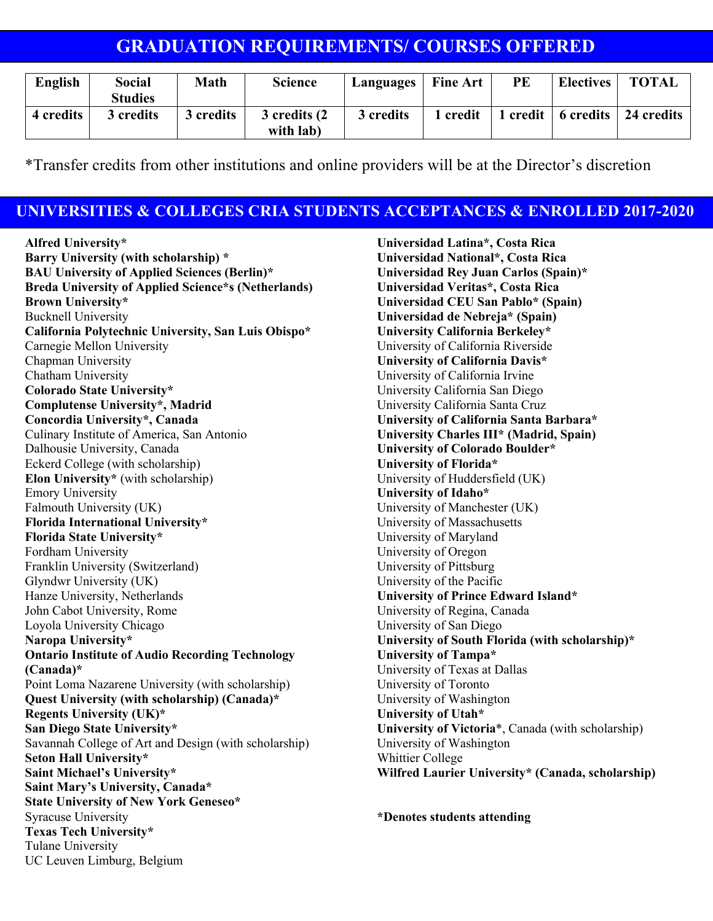## GRADUATION REQUIREMENTS/ COURSES OFFERED

| English | Social Studies | Math | Science | Languages | Fine Art | PE | Electives | TOTAL |
|---|---|---|---|---|---|---|---|---|
| 4 credits | 3 credits | 3 credits | 3 credits (2 with lab) | 3 credits | 1 credit | 1 credit | 6 credits | 24 credits |

*Transfer credits from other institutions and online providers will be at the Director's discretion

## UNIVERSITIES & COLLEGES CRIA STUDENTS ACCEPTANCES & ENROLLED 2017-2020

**Alfred University***
**Barry University (with scholarship) ***
**BAU University of Applied Sciences (Berlin)***
**Breda University of Applied Science*s (Netherlands)**
**Brown University***
Bucknell University
**California Polytechnic University, San Luis Obispo***
Carnegie Mellon University
Chapman University
Chatham University
**Colorado State University***
**Complutense University*, Madrid**
**Concordia University*, Canada**
Culinary Institute of America, San Antonio
Dalhousie University, Canada
Eckerd College (with scholarship)
**Elon University*** (with scholarship)
Emory University
Falmouth University (UK)
**Florida International University***
**Florida State University***
Fordham University
Franklin University (Switzerland)
Glyndwr University (UK)
Hanze University, Netherlands
John Cabot University, Rome
Loyola University Chicago
**Naropa University***
**Ontario Institute of Audio Recording Technology (Canada)***
Point Loma Nazarene University (with scholarship)
**Quest University (with scholarship) (Canada)***
**Regents University (UK)***
**San Diego State University***
Savannah College of Art and Design (with scholarship)
**Seton Hall University***
**Saint Michael's University***
**Saint Mary's University, Canada***
**State University of New York Geneseo***
Syracuse University
**Texas Tech University***
Tulane University
UC Leuven Limburg, Belgium
**Universidad Latina*, Costa Rica**
**Universidad National*, Costa Rica**
**Universidad Rey Juan Carlos (Spain)***
**Universidad Veritas*, Costa Rica**
**Universidad CEU San Pablo* (Spain)**
**Universidad de Nebreja* (Spain)**
**University California Berkeley***
University of California Riverside
**University of California Davis***
University of California Irvine
University California San Diego
University California Santa Cruz
**University of California Santa Barbara***
**University Charles III* (Madrid, Spain)**
**University of Colorado Boulder***
**University of Florida***
University of Huddersfield (UK)
**University of Idaho***
University of Manchester (UK)
University of Massachusetts
University of Maryland
University of Oregon
University of Pittsburg
University of the Pacific
**University of Prince Edward Island***
University of Regina, Canada
University of San Diego
**University of South Florida (with scholarship)***
**University of Tampa***
University of Texas at Dallas
University of Toronto
University of Washington
**University of Utah***
**University of Victoria***, Canada (with scholarship)
University of Washington
Whittier College
**Wilfred Laurier University* (Canada, scholarship)**

***Denotes students attending**